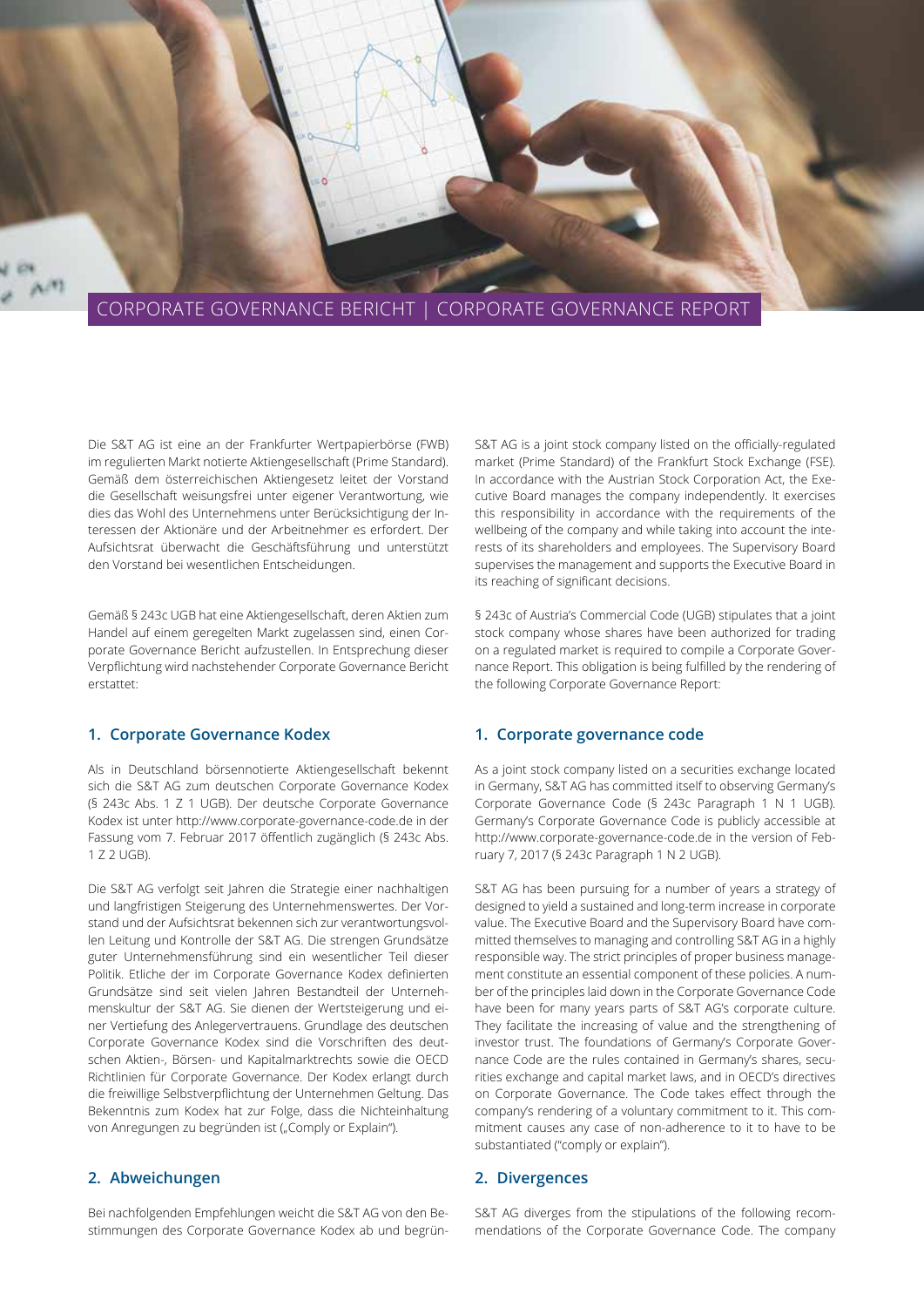# CORPORATE GOVERNANCE BERICHT | CORPORATE GOVERNANCE REPORT

Die S&T AG ist eine an der Frankfurter Wertpapierbörse (FWB) im regulierten Markt notierte Aktiengesellschaft (Prime Standard). Gemäß dem österreichischen Aktiengesetz leitet der Vorstand die Gesellschaft weisungsfrei unter eigener Verantwortung, wie dies das Wohl des Unternehmens unter Berücksichtigung der Interessen der Aktionäre und der Arbeitnehmer es erfordert. Der Aufsichtsrat überwacht die Geschäftsführung und unterstützt den Vorstand bei wesentlichen Entscheidungen.

Gemäß § 243c UGB hat eine Aktiengesellschaft, deren Aktien zum Handel auf einem geregelten Markt zugelassen sind, einen Corporate Governance Bericht aufzustellen. In Entsprechung dieser Verpflichtung wird nachstehender Corporate Governance Bericht erstattet:

## 1. Corporate Governance Kodex

Als in Deutschland börsennotierte Aktiengesellschaft bekennt sich die S&T AG zum deutschen Corporate Governance Kodex (§ 243c Abs. 1 Z 1 UGB). Der deutsche Corporate Governance Kodex ist unter http://www.corporate-governance-code.de in der Fassung vom 7. Februar 2017 öffentlich zugänglich (§ 243c Abs. 1 Z 2 UGB).

Die S&T AG verfolgt seit Jahren die Strategie einer nachhaltigen und langfristigen Steigerung des Unternehmenswertes. Der Vorstand und der Aufsichtsrat bekennen sich zur verantwortungsvollen Leitung und Kontrolle der S&T AG. Die strengen Grundsätze guter Unternehmensführung sind ein wesentlicher Teil dieser Politik. Etliche der im Corporate Governance Kodex definierten Grundsätze sind seit vielen Jahren Bestandteil der Unternehmenskultur der S&T AG. Sie dienen der Wertsteigerung und einer Vertiefung des Anlegervertrauens. Grundlage des deutschen Corporate Governance Kodex sind die Vorschriften des deutschen Aktien-, Börsen- und Kapitalmarktrechts sowie die OECD Richtlinien für Corporate Governance. Der Kodex erlangt durch die freiwillige Selbstverpflichtung der Unternehmen Geltung. Das Bekenntnis zum Kodex hat zur Folge, dass die Nichteinhaltung von Anregungen zu begründen ist („Comply or Explain").

## 2. Abweichungen

Bei nachfolgenden Empfehlungen weicht die S&T AG von den Bestimmungen des Corporate Governance Kodex ab und begrün-

S&T AG is a joint stock company listed on the officially-regulated market (Prime Standard) of the Frankfurt Stock Exchange (FSE). In accordance with the Austrian Stock Corporation Act, the Executive Board manages the company independently. It exercises this responsibility in accordance with the requirements of the wellbeing of the company and while taking into account the interests of its shareholders and employees. The Supervisory Board supervises the management and supports the Executive Board in its reaching of significant decisions.

§ 243c of Austria's Commercial Code (UGB) stipulates that a joint stock company whose shares have been authorized for trading on a regulated market is required to compile a Corporate Governance Report. This obligation is being fulfilled by the rendering of the following Corporate Governance Report:

## 1. Corporate governance code

As a joint stock company listed on a securities exchange located in Germany, S&T AG has committed itself to observing Germany's Corporate Governance Code (§ 243c Paragraph 1 N 1 UGB). Germany's Corporate Governance Code is publicly accessible at http://www.corporate-governance-code.de in the version of February 7, 2017 (§ 243c Paragraph 1 N 2 UGB).

S&T AG has been pursuing for a number of years a strategy of designed to yield a sustained and long-term increase in corporate value. The Executive Board and the Supervisory Board have committed themselves to managing and controlling S&T AG in a highly responsible way. The strict principles of proper business management constitute an essential component of these policies. A number of the principles laid down in the Corporate Governance Code have been for many years parts of S&T AG's corporate culture. They facilitate the increasing of value and the strengthening of investor trust. The foundations of Germany's Corporate Governance Code are the rules contained in Germany's shares, securities exchange and capital market laws, and in OECD's directives on Corporate Governance. The Code takes effect through the company's rendering of a voluntary commitment to it. This commitment causes any case of non-adherence to it to have to be substantiated ("comply or explain").

## 2. Divergences

S&T AG diverges from the stipulations of the following recommendations of the Corporate Governance Code. The company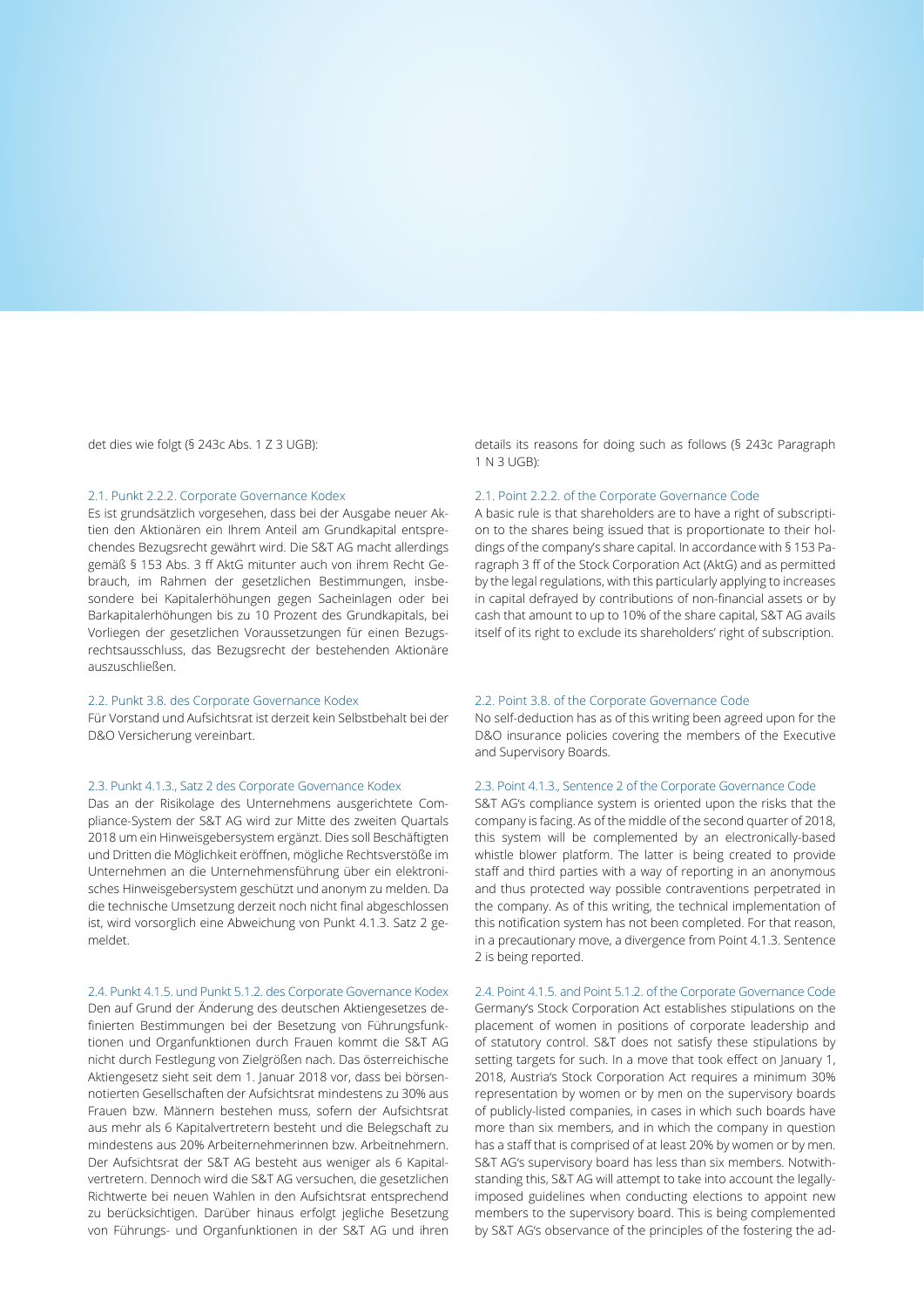det dies wie folgt (§ 243c Abs. 1 Z 3 UGB):

### 2.1. Punkt 2.2.2. Corporate Governance Kodex

Es ist grundsätzlich vorgesehen, dass bei der Ausgabe neuer Aktien den Aktionären ein Ihrem Anteil am Grundkapital entsprechendes Bezugsrecht gewährt wird. Die S&T AG macht allerdings gemäß § 153 Abs. 3 ff AktG mitunter auch von ihrem Recht Gebrauch, im Rahmen der gesetzlichen Bestimmungen, insbesondere bei Kapitalerhöhungen gegen Sacheinlagen oder bei Barkapitalerhöhungen bis zu 10 Prozent des Grundkapitals, bei Vorliegen der gesetzlichen Voraussetzungen für einen Bezugsrechtsausschluss, das Bezugsrecht der bestehenden Aktionäre auszuschließen.

### 2.2. Punkt 3.8. des Corporate Governance Kodex

Für Vorstand und Aufsichtsrat ist derzeit kein Selbstbehalt bei der D&O Versicherung vereinbart.

### 2.3. Punkt 4.1.3., Satz 2 des Corporate Governance Kodex

Das an der Risikolage des Unternehmens ausgerichtete Compliance-System der S&T AG wird zur Mitte des zweiten Quartals 2018 um ein Hinweisgebersystem ergänzt. Dies soll Beschäftigten und Dritten die Möglichkeit eröffnen, mögliche Rechtsverstöße im Unternehmen an die Unternehmensführung über ein elektronisches Hinweisgebersystem geschützt und anonym zu melden. Da die technische Umsetzung derzeit noch nicht final abgeschlossen ist, wird vorsorglich eine Abweichung von Punkt 4.1.3. Satz 2 gemeldet.

### 2.4. Punkt 4.1.5. und Punkt 5.1.2. des Corporate Governance Kodex

Den auf Grund der Änderung des deutschen Aktiengesetzes definierten Bestimmungen bei der Besetzung von Führungsfunktionen und Organfunktionen durch Frauen kommt die S&T AG nicht durch Festlegung von Zielgrößen nach. Das österreichische Aktiengesetz sieht seit dem 1. Januar 2018 vor, dass bei börsennotierten Gesellschaften der Aufsichtsrat mindestens zu 30% aus Frauen bzw. Männern bestehen muss, sofern der Aufsichtsrat aus mehr als 6 Kapitalvertretern besteht und die Belegschaft zu mindestens aus 20% Arbeitnehmerinnen bzw. Arbeitnehmern. Der Aufsichtsrat der S&T AG besteht aus weniger als 6 Kapitalvertretern. Dennoch wird die S&T AG versuchen, die gesetzlichen Richtwerte bei neuen Wahlen in den Aufsichtsrat entsprechend zu berücksichtigen. Darüber hinaus erfolgt jegliche Besetzung von Führungs- und Organfunktionen in der S&T AG und ihren

details its reasons for doing such as follows (§ 243c Paragraph 1 N 3 UGB):

### 2.1. Point 2.2.2. of the Corporate Governance Code

A basic rule is that shareholders are to have a right of subscription to the shares being issued that is proportionate to their holdings of the company's share capital. In accordance with § 153 Paragraph 3 ff of the Stock Corporation Act (AktG) and as permitted by the legal regulations, with this particularly applying to increases in capital defrayed by contributions of non-financial assets or by cash that amount to up to 10% of the share capital, S&T AG avails itself of its right to exclude its shareholders' right of subscription.

### 2.2. Point 3.8. of the Corporate Governance Code

No self-deduction has as of this writing been agreed upon for the D&O insurance policies covering the members of the Executive and Supervisory Boards.

### 2.3. Point 4.1.3., Sentence 2 of the Corporate Governance Code

S&T AG's compliance system is oriented upon the risks that the company is facing. As of the middle of the second quarter of 2018, this system will be complemented by an electronically-based whistle blower platform. The latter is being created to provide staff and third parties with a way of reporting in an anonymous and thus protected way possible contraventions perpetrated in the company. As of this writing, the technical implementation of this notification system has not been completed. For that reason, in a precautionary move, a divergence from Point 4.1.3. Sentence 2 is being reported.

### 2.4. Point 4.1.5. and Point 5.1.2. of the Corporate Governance Code

Germany's Stock Corporation Act establishes stipulations on the placement of women in positions of corporate leadership and of statutory control. S&T does not satisfy these stipulations by setting targets for such. In a move that took effect on January 1, 2018, Austria's Stock Corporation Act requires a minimum 30% representation by women or by men on the supervisory boards of publicly-listed companies, in cases in which such boards have more than six members, and in which the company in question has a staff that is comprised of at least 20% by women or by men. S&T AG's supervisory board has less than six members. Notwithstanding this, S&T AG will attempt to take into account the legally-imposed guidelines when conducting elections to appoint new members to the supervisory board. This is being complemented by S&T AG's observance of the principles of the fostering the ad-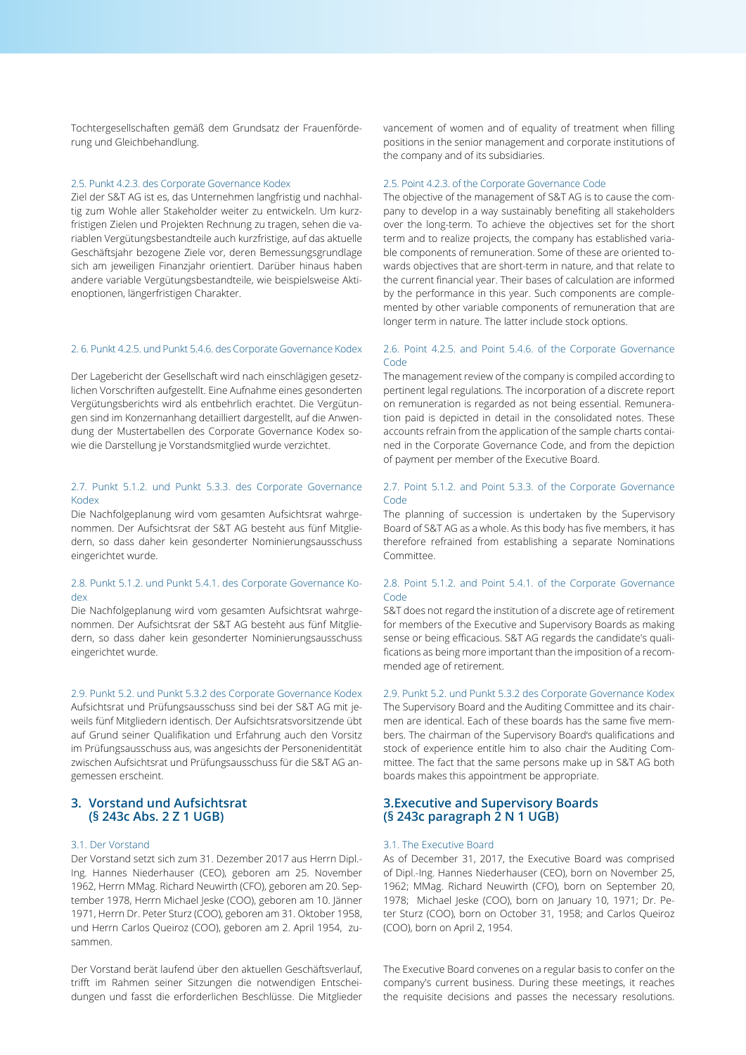Tochtergesellschaften gemäß dem Grundsatz der Frauenförderung und Gleichbehandlung.

### 2.5. Punkt 4.2.3. des Corporate Governance Kodex

Ziel der S&T AG ist es, das Unternehmen langfristig und nachhaltig zum Wohle aller Stakeholder weiter zu entwickeln. Um kurzfristigen Zielen und Projekten Rechnung zu tragen, sehen die variablen Vergütungsbestandteile auch kurzfristige, auf das aktuelle Geschäftsjahr bezogene Ziele vor, deren Bemessungsgrundlage sich am jeweiligen Finanzjahr orientiert. Darüber hinaus haben andere variable Vergütungsbestandteile, wie beispielsweise Aktienoptionen, längerfristigen Charakter.

### 2. 6. Punkt 4.2.5. und Punkt 5.4.6. des Corporate Governance Kodex

Der Lagebericht der Gesellschaft wird nach einschlägigen gesetzlichen Vorschriften aufgestellt. Eine Aufnahme eines gesonderten Vergütungsberichts wird als entbehrlich erachtet. Die Vergütungen sind im Konzernanhang detailliert dargestellt, auf die Anwendung der Mustertabellen des Corporate Governance Kodex sowie die Darstellung je Vorstandsmitglied wurde verzichtet.

### 2.7. Punkt 5.1.2. und Punkt 5.3.3. des Corporate Governance Kodex

Die Nachfolgeplanung wird vom gesamten Aufsichtsrat wahrgenommen. Der Aufsichtsrat der S&T AG besteht aus fünf Mitgliedern, so dass daher kein gesonderter Nominierungsausschuss eingerichtet wurde.

### 2.8. Punkt 5.1.2. und Punkt 5.4.1. des Corporate Governance Kodex

Die Nachfolgeplanung wird vom gesamten Aufsichtsrat wahrgenommen. Der Aufsichtsrat der S&T AG besteht aus fünf Mitgliedern, so dass daher kein gesonderter Nominierungsausschuss eingerichtet wurde.

### 2.9. Punkt 5.2. und Punkt 5.3.2 des Corporate Governance Kodex

Aufsichtsrat und Prüfungsausschuss sind bei der S&T AG mit jeweils fünf Mitgliedern identisch. Der Aufsichtsratsvorsitzende übt auf Grund seiner Qualifikation und Erfahrung auch den Vorsitz im Prüfungsausschuss aus, was angesichts der Personenidentität zwischen Aufsichtsrat und Prüfungsausschuss für die S&T AG angemessen erscheint.

## 3. Vorstand und Aufsichtsrat (§ 243c Abs. 2 Z 1 UGB)

### 3.1. Der Vorstand

Der Vorstand setzt sich zum 31. Dezember 2017 aus Herrn Dipl.-Ing. Hannes Niederhauser (CEO), geboren am 25. November 1962, Herrn MMag. Richard Neuwirth (CFO), geboren am 20. September 1978, Herrn Michael Jeske (COO), geboren am 10. Jänner 1971, Herrn Dr. Peter Sturz (COO), geboren am 31. Oktober 1958, und Herrn Carlos Queiroz (COO), geboren am 2. April 1954, zusammen.

Der Vorstand berät laufend über den aktuellen Geschäftsverlauf, trifft im Rahmen seiner Sitzungen die notwendigen Entscheidungen und fasst die erforderlichen Beschlüsse. Die Mitglieder

---

vancement of women and of equality of treatment when filling positions in the senior management and corporate institutions of the company and of its subsidiaries.

### 2.5. Point 4.2.3. of the Corporate Governance Code

The objective of the management of S&T AG is to cause the company to develop in a way sustainably benefiting all stakeholders over the long-term. To achieve the objectives set for the short term and to realize projects, the company has established variable components of remuneration. Some of these are oriented towards objectives that are short-term in nature, and that relate to the current financial year. Their bases of calculation are informed by the performance in this year. Such components are complemented by other variable components of remuneration that are longer term in nature. The latter include stock options.

### 2.6. Point 4.2.5. and Point 5.4.6. of the Corporate Governance Code

The management review of the company is compiled according to pertinent legal regulations. The incorporation of a discrete report on remuneration is regarded as not being essential. Remuneration paid is depicted in detail in the consolidated notes. These accounts refrain from the application of the sample charts contained in the Corporate Governance Code, and from the depiction of payment per member of the Executive Board.

### 2.7. Point 5.1.2. and Point 5.3.3. of the Corporate Governance Code

The planning of succession is undertaken by the Supervisory Board of S&T AG as a whole. As this body has five members, it has therefore refrained from establishing a separate Nominations Committee.

### 2.8. Point 5.1.2. and Point 5.4.1. of the Corporate Governance Code

S&T does not regard the institution of a discrete age of retirement for members of the Executive and Supervisory Boards as making sense or being efficacious. S&T AG regards the candidate's qualifications as being more important than the imposition of a recommended age of retirement.

### 2.9. Punkt 5.2. und Punkt 5.3.2 des Corporate Governance Kodex

The Supervisory Board and the Auditing Committee and its chairmen are identical. Each of these boards has the same five members. The chairman of the Supervisory Board's qualifications and stock of experience entitle him to also chair the Auditing Committee. The fact that the same persons make up in S&T AG both boards makes this appointment be appropriate.

## 3.Executive and Supervisory Boards (§ 243c paragraph 2 N 1 UGB)

### 3.1. The Executive Board

As of December 31, 2017, the Executive Board was comprised of Dipl.-Ing. Hannes Niederhauser (CEO), born on November 25, 1962; MMag. Richard Neuwirth (CFO), born on September 20, 1978; Michael Jeske (COO), born on January 10, 1971; Dr. Peter Sturz (COO), born on October 31, 1958; and Carlos Queiroz (COO), born on April 2, 1954.

The Executive Board convenes on a regular basis to confer on the company's current business. During these meetings, it reaches the requisite decisions and passes the necessary resolutions.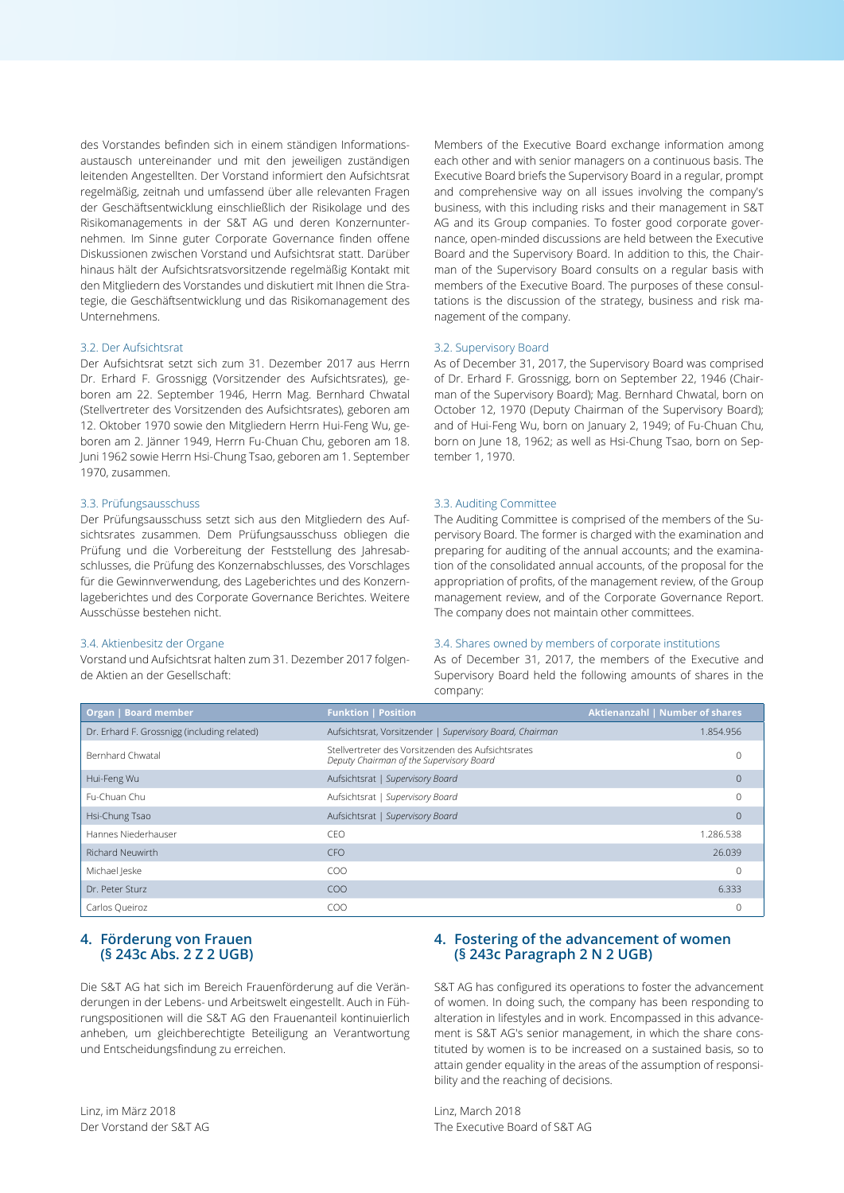des Vorstandes befinden sich in einem ständigen Informationsaustausch untereinander und mit den jeweiligen zuständigen leitenden Angestellten. Der Vorstand informiert den Aufsichtsrat regelmäßig, zeitnah und umfassend über alle relevanten Fragen der Geschäftsentwicklung einschließlich der Risikolage und des Risikomanagements in der S&T AG und deren Konzernunternehmen. Im Sinne guter Corporate Governance finden offene Diskussionen zwischen Vorstand und Aufsichtsrat statt. Darüber hinaus hält der Aufsichtsratsvorsitzende regelmäßig Kontakt mit den Mitgliedern des Vorstandes und diskutiert mit Ihnen die Strategie, die Geschäftsentwicklung und das Risikomanagement des Unternehmens.

### 3.2. Der Aufsichtsrat

Der Aufsichtsrat setzt sich zum 31. Dezember 2017 aus Herrn Dr. Erhard F. Grossnigg (Vorsitzender des Aufsichtsrates), geboren am 22. September 1946, Herrn Mag. Bernhard Chwatal (Stellvertreter des Vorsitzenden des Aufsichtsrates), geboren am 12. Oktober 1970 sowie den Mitgliedern Herrn Hui-Feng Wu, geboren am 2. Jänner 1949, Herrn Fu-Chuan Chu, geboren am 18. Juni 1962 sowie Herrn Hsi-Chung Tsao, geboren am 1. September 1970, zusammen.

### 3.3. Prüfungsausschuss

Der Prüfungsausschuss setzt sich aus den Mitgliedern des Aufsichtsrates zusammen. Dem Prüfungsausschuss obliegen die Prüfung und die Vorbereitung der Feststellung des Jahresabschlusses, die Prüfung des Konzernabschlusses, des Vorschlages für die Gewinnverwendung, des Lageberichtes und des Konzernlageberichtes und des Corporate Governance Berichtes. Weitere Ausschüsse bestehen nicht.

### 3.4. Aktienbesitz der Organe

Vorstand und Aufsichtsrat halten zum 31. Dezember 2017 folgende Aktien an der Gesellschaft:

Members of the Executive Board exchange information among each other and with senior managers on a continuous basis. The Executive Board briefs the Supervisory Board in a regular, prompt and comprehensive way on all issues involving the company's business, with this including risks and their management in S&T AG and its Group companies. To foster good corporate governance, open-minded discussions are held between the Executive Board and the Supervisory Board. In addition to this, the Chairman of the Supervisory Board consults on a regular basis with members of the Executive Board. The purposes of these consultations is the discussion of the strategy, business and risk management of the company.

### 3.2. Supervisory Board

As of December 31, 2017, the Supervisory Board was comprised of Dr. Erhard F. Grossnigg, born on September 22, 1946 (Chairman of the Supervisory Board); Mag. Bernhard Chwatal, born on October 12, 1970 (Deputy Chairman of the Supervisory Board); and of Hui-Feng Wu, born on January 2, 1949; of Fu-Chuan Chu, born on June 18, 1962; as well as Hsi-Chung Tsao, born on September 1, 1970.

### 3.3. Auditing Committee

The Auditing Committee is comprised of the members of the Supervisory Board. The former is charged with the examination and preparing for auditing of the annual accounts; and the examination of the consolidated annual accounts, of the proposal for the appropriation of profits, of the management review, of the Group management review, and of the Corporate Governance Report. The company does not maintain other committees.

### 3.4. Shares owned by members of corporate institutions

As of December 31, 2017, the members of the Executive and Supervisory Board held the following amounts of shares in the company:

| Organ \| Board member | Funktion \| Position | Aktienanzahl \| Number of shares |
|---|---|---|
| Dr. Erhard F. Grossnigg (including related) | Aufsichtsrat, Vorsitzender \| *Supervisory Board, Chairman* | 1.854.956 |
| Bernhard Chwatal | Stellvertreter des Vorsitzenden des Aufsichtsrates *Deputy Chairman of the Supervisory Board* | 0 |
| Hui-Feng Wu | Aufsichtsrat \| *Supervisory Board* | 0 |
| Fu-Chuan Chu | Aufsichtsrat \| *Supervisory Board* | 0 |
| Hsi-Chung Tsao | Aufsichtsrat \| *Supervisory Board* | 0 |
| Hannes Niederhauser | CEO | 1.286.538 |
| Richard Neuwirth | CFO | 26.039 |
| Michael Jeske | COO | 0 |
| Dr. Peter Sturz | COO | 6.333 |
| Carlos Queiroz | COO | 0 |

## 4. Förderung von Frauen (§ 243c Abs. 2 Z 2 UGB)

Die S&T AG hat sich im Bereich Frauenförderung auf die Veränderungen in der Lebens- und Arbeitswelt eingestellt. Auch in Führungspositionen will die S&T AG den Frauenanteil kontinuierlich anheben, um gleichberechtigte Beteiligung an Verantwortung und Entscheidungsfindung zu erreichen.

Linz, im März 2018
Der Vorstand der S&T AG

## 4. Fostering of the advancement of women (§ 243c Paragraph 2 N 2 UGB)

S&T AG has configured its operations to foster the advancement of women. In doing such, the company has been responding to alteration in lifestyles and in work. Encompassed in this advancement is S&T AG's senior management, in which the share constituted by women is to be increased on a sustained basis, so to attain gender equality in the areas of the assumption of responsibility and the reaching of decisions.

Linz, March 2018
The Executive Board of S&T AG